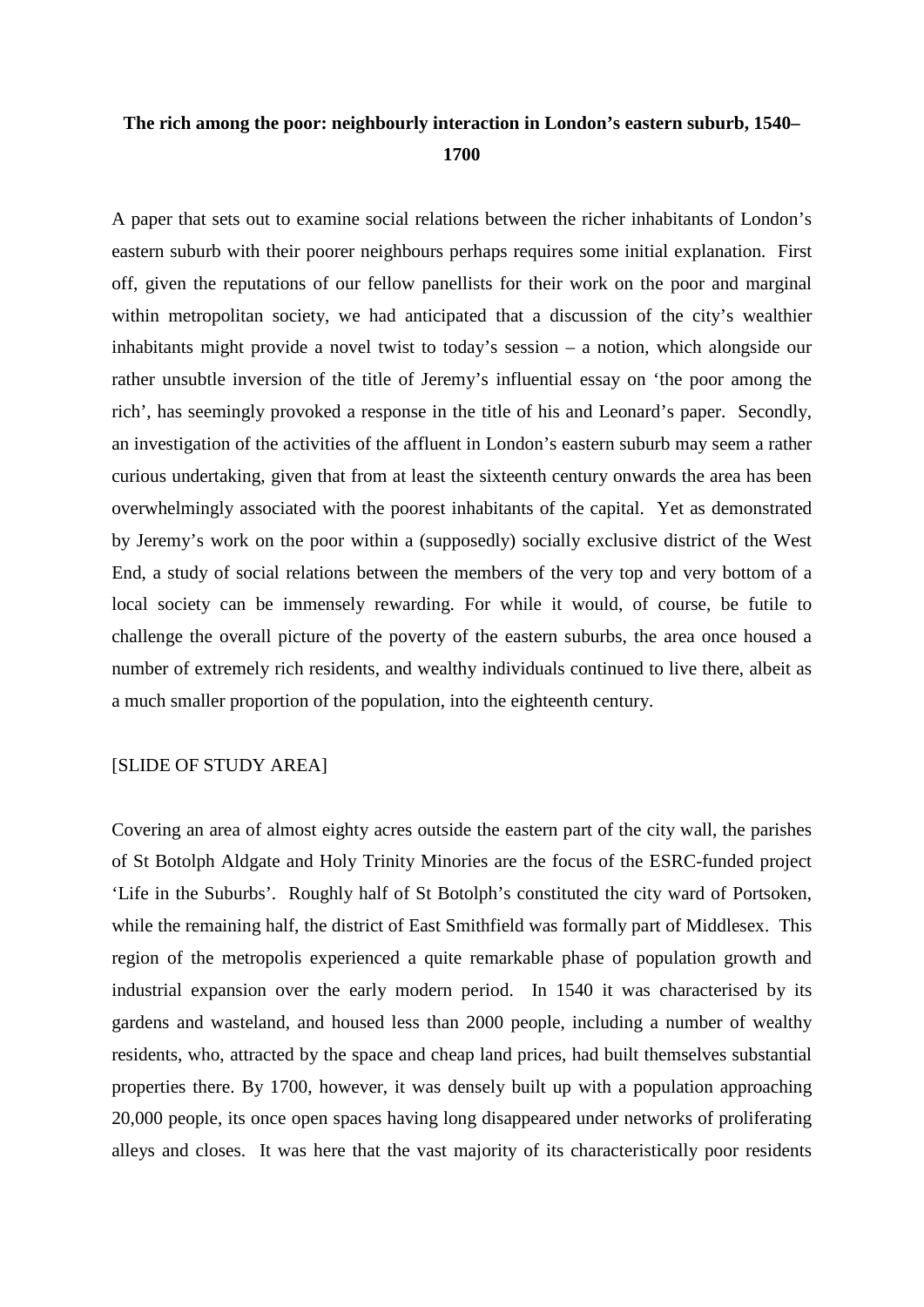# The rich among the poor: neighbourly interaction in London's eastern suburb, 1540–1700

A paper that sets out to examine social relations between the richer inhabitants of London's eastern suburb with their poorer neighbours perhaps requires some initial explanation. First off, given the reputations of our fellow panellists for their work on the poor and marginal within metropolitan society, we had anticipated that a discussion of the city's wealthier inhabitants might provide a novel twist to today's session – a notion, which alongside our rather unsubtle inversion of the title of Jeremy's influential essay on 'the poor among the rich', has seemingly provoked a response in the title of his and Leonard's paper. Secondly, an investigation of the activities of the affluent in London's eastern suburb may seem a rather curious undertaking, given that from at least the sixteenth century onwards the area has been overwhelmingly associated with the poorest inhabitants of the capital. Yet as demonstrated by Jeremy's work on the poor within a (supposedly) socially exclusive district of the West End, a study of social relations between the members of the very top and very bottom of a local society can be immensely rewarding. For while it would, of course, be futile to challenge the overall picture of the poverty of the eastern suburbs, the area once housed a number of extremely rich residents, and wealthy individuals continued to live there, albeit as a much smaller proportion of the population, into the eighteenth century.

[SLIDE OF STUDY AREA]

Covering an area of almost eighty acres outside the eastern part of the city wall, the parishes of St Botolph Aldgate and Holy Trinity Minories are the focus of the ESRC-funded project 'Life in the Suburbs'. Roughly half of St Botolph's constituted the city ward of Portsoken, while the remaining half, the district of East Smithfield was formally part of Middlesex. This region of the metropolis experienced a quite remarkable phase of population growth and industrial expansion over the early modern period. In 1540 it was characterised by its gardens and wasteland, and housed less than 2000 people, including a number of wealthy residents, who, attracted by the space and cheap land prices, had built themselves substantial properties there. By 1700, however, it was densely built up with a population approaching 20,000 people, its once open spaces having long disappeared under networks of proliferating alleys and closes. It was here that the vast majority of its characteristically poor residents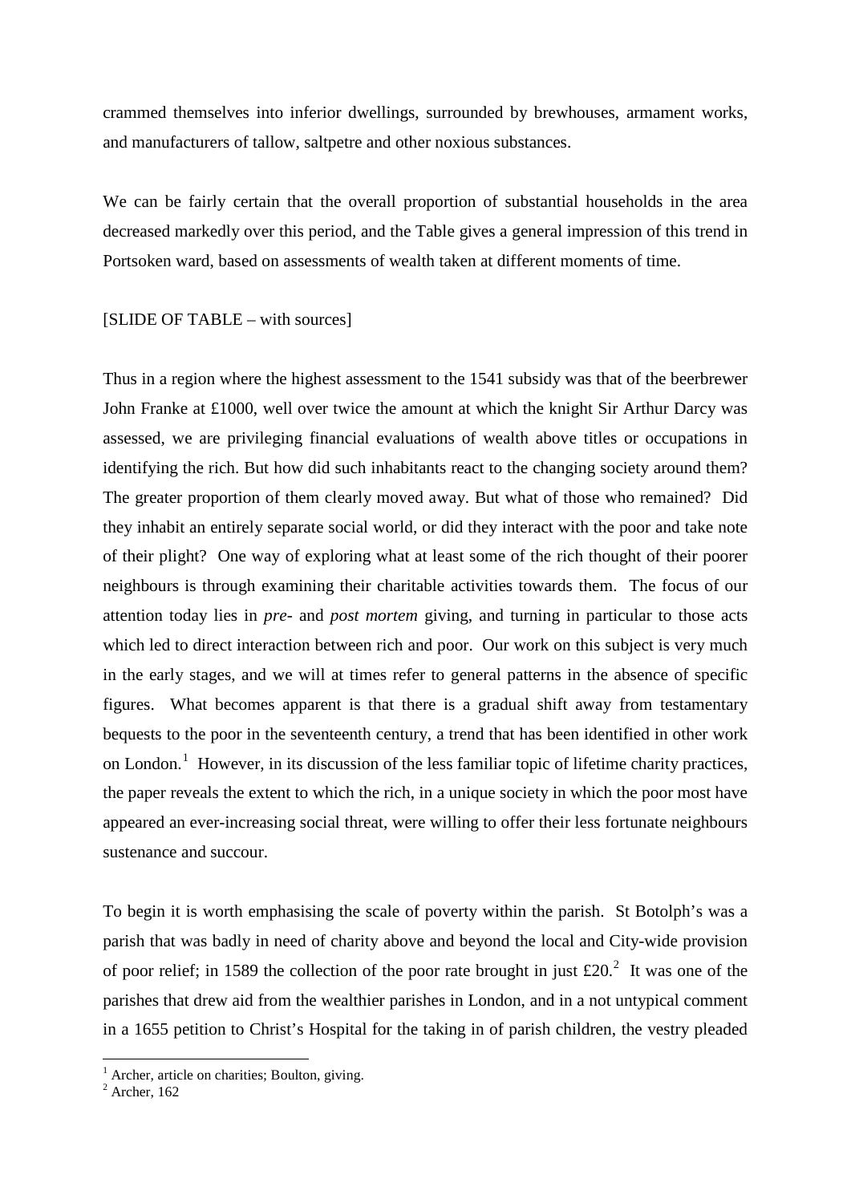crammed themselves into inferior dwellings, surrounded by brewhouses, armament works, and manufacturers of tallow, saltpetre and other noxious substances.

We can be fairly certain that the overall proportion of substantial households in the area decreased markedly over this period, and the Table gives a general impression of this trend in Portsoken ward, based on assessments of wealth taken at different moments of time.

[SLIDE OF TABLE – with sources]

Thus in a region where the highest assessment to the 1541 subsidy was that of the beerbrewer John Franke at £1000, well over twice the amount at which the knight Sir Arthur Darcy was assessed, we are privileging financial evaluations of wealth above titles or occupations in identifying the rich. But how did such inhabitants react to the changing society around them? The greater proportion of them clearly moved away. But what of those who remained? Did they inhabit an entirely separate social world, or did they interact with the poor and take note of their plight? One way of exploring what at least some of the rich thought of their poorer neighbours is through examining their charitable activities towards them. The focus of our attention today lies in *pre*- and *post mortem* giving, and turning in particular to those acts which led to direct interaction between rich and poor. Our work on this subject is very much in the early stages, and we will at times refer to general patterns in the absence of specific figures. What becomes apparent is that there is a gradual shift away from testamentary bequests to the poor in the seventeenth century, a trend that has been identified in other work on London.[1] However, in its discussion of the less familiar topic of lifetime charity practices, the paper reveals the extent to which the rich, in a unique society in which the poor most have appeared an ever-increasing social threat, were willing to offer their less fortunate neighbours sustenance and succour.

To begin it is worth emphasising the scale of poverty within the parish. St Botolph's was a parish that was badly in need of charity above and beyond the local and City-wide provision of poor relief; in 1589 the collection of the poor rate brought in just £20.[2] It was one of the parishes that drew aid from the wealthier parishes in London, and in a not untypical comment in a 1655 petition to Christ's Hospital for the taking in of parish children, the vestry pleaded

[1] Archer, article on charities; Boulton, giving.

[2] Archer, 162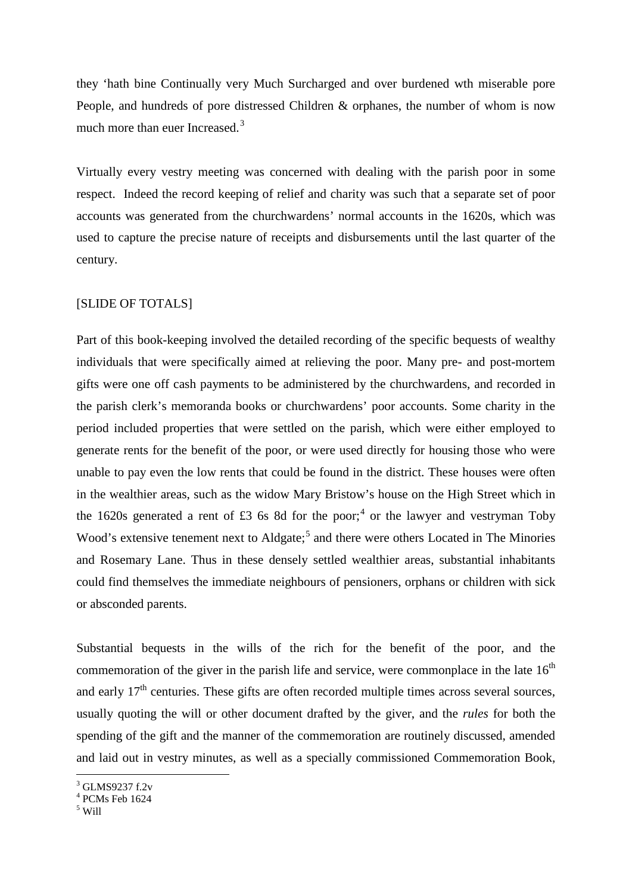they 'hath bine Continually very Much Surcharged and over burdened wth miserable pore People, and hundreds of pore distressed Children & orphanes, the number of whom is now much more than euer Increased.[3]

Virtually every vestry meeting was concerned with dealing with the parish poor in some respect. Indeed the record keeping of relief and charity was such that a separate set of poor accounts was generated from the churchwardens' normal accounts in the 1620s, which was used to capture the precise nature of receipts and disbursements until the last quarter of the century.

[SLIDE OF TOTALS]

Part of this book-keeping involved the detailed recording of the specific bequests of wealthy individuals that were specifically aimed at relieving the poor. Many pre- and post-mortem gifts were one off cash payments to be administered by the churchwardens, and recorded in the parish clerk's memoranda books or churchwardens' poor accounts. Some charity in the period included properties that were settled on the parish, which were either employed to generate rents for the benefit of the poor, or were used directly for housing those who were unable to pay even the low rents that could be found in the district. These houses were often in the wealthier areas, such as the widow Mary Bristow's house on the High Street which in the 1620s generated a rent of £3 6s 8d for the poor;[4] or the lawyer and vestryman Toby Wood's extensive tenement next to Aldgate;[5] and there were others Located in The Minories and Rosemary Lane. Thus in these densely settled wealthier areas, substantial inhabitants could find themselves the immediate neighbours of pensioners, orphans or children with sick or absconded parents.

Substantial bequests in the wills of the rich for the benefit of the poor, and the commemoration of the giver in the parish life and service, were commonplace in the late 16th and early 17th centuries. These gifts are often recorded multiple times across several sources, usually quoting the will or other document drafted by the giver, and the *rules* for both the spending of the gift and the manner of the commemoration are routinely discussed, amended and laid out in vestry minutes, as well as a specially commissioned Commemoration Book,

---

[3] GLMS9237 f.2v
[4] PCMs Feb 1624
[5] Will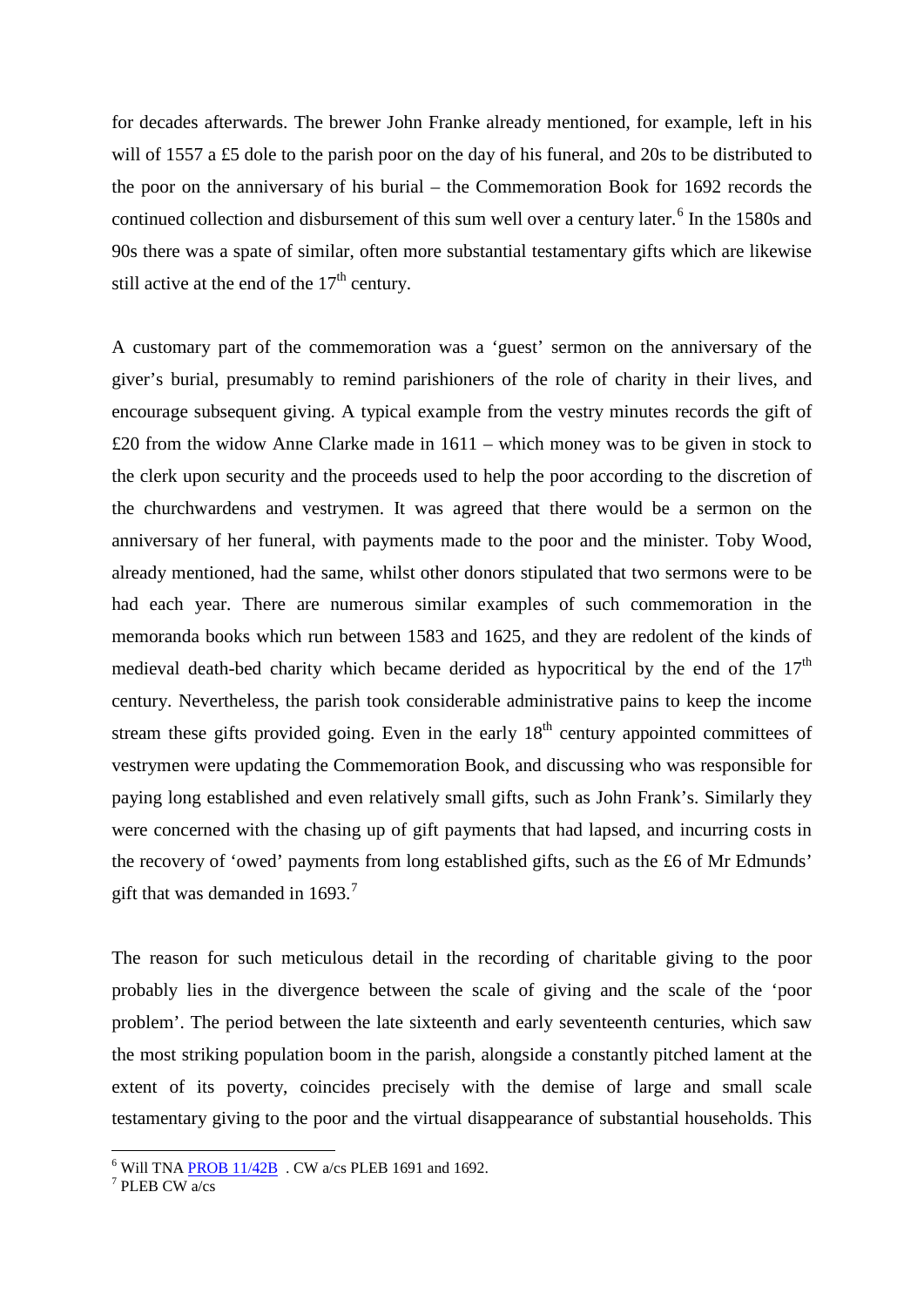for decades afterwards. The brewer John Franke already mentioned, for example, left in his will of 1557 a £5 dole to the parish poor on the day of his funeral, and 20s to be distributed to the poor on the anniversary of his burial – the Commemoration Book for 1692 records the continued collection and disbursement of this sum well over a century later.[6] In the 1580s and 90s there was a spate of similar, often more substantial testamentary gifts which are likewise still active at the end of the 17th century.

A customary part of the commemoration was a 'guest' sermon on the anniversary of the giver's burial, presumably to remind parishioners of the role of charity in their lives, and encourage subsequent giving. A typical example from the vestry minutes records the gift of £20 from the widow Anne Clarke made in 1611 – which money was to be given in stock to the clerk upon security and the proceeds used to help the poor according to the discretion of the churchwardens and vestrymen. It was agreed that there would be a sermon on the anniversary of her funeral, with payments made to the poor and the minister. Toby Wood, already mentioned, had the same, whilst other donors stipulated that two sermons were to be had each year. There are numerous similar examples of such commemoration in the memoranda books which run between 1583 and 1625, and they are redolent of the kinds of medieval death-bed charity which became derided as hypocritical by the end of the 17th century. Nevertheless, the parish took considerable administrative pains to keep the income stream these gifts provided going. Even in the early 18th century appointed committees of vestrymen were updating the Commemoration Book, and discussing who was responsible for paying long established and even relatively small gifts, such as John Frank's. Similarly they were concerned with the chasing up of gift payments that had lapsed, and incurring costs in the recovery of 'owed' payments from long established gifts, such as the £6 of Mr Edmunds' gift that was demanded in 1693.[7]

The reason for such meticulous detail in the recording of charitable giving to the poor probably lies in the divergence between the scale of giving and the scale of the 'poor problem'. The period between the late sixteenth and early seventeenth centuries, which saw the most striking population boom in the parish, alongside a constantly pitched lament at the extent of its poverty, coincides precisely with the demise of large and small scale testamentary giving to the poor and the virtual disappearance of substantial households. This

---

[6] Will TNA PROB 11/42B . CW a/cs PLEB 1691 and 1692.

[7] PLEB CW a/cs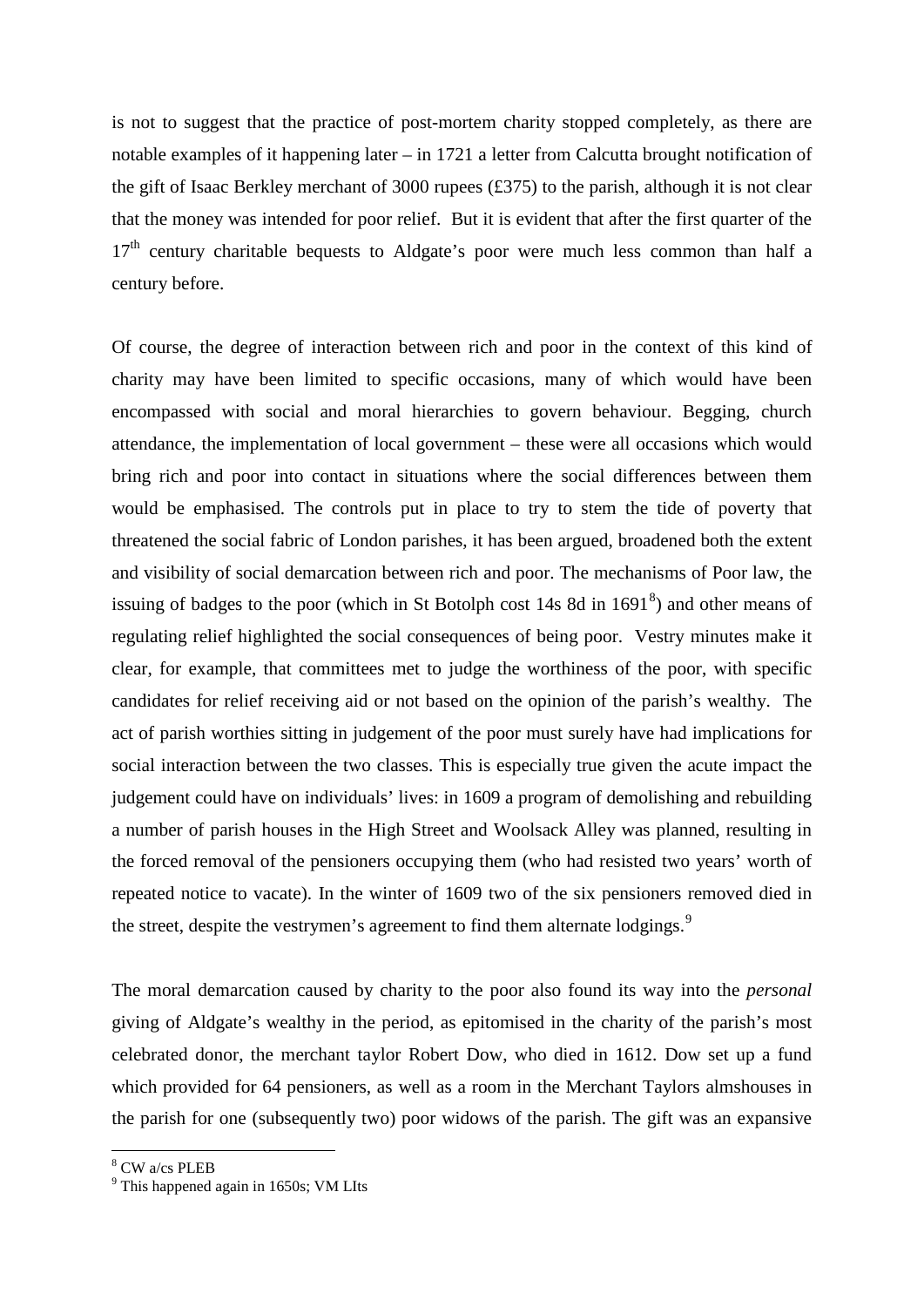is not to suggest that the practice of post-mortem charity stopped completely, as there are notable examples of it happening later – in 1721 a letter from Calcutta brought notification of the gift of Isaac Berkley merchant of 3000 rupees (£375) to the parish, although it is not clear that the money was intended for poor relief. But it is evident that after the first quarter of the 17th century charitable bequests to Aldgate's poor were much less common than half a century before.

Of course, the degree of interaction between rich and poor in the context of this kind of charity may have been limited to specific occasions, many of which would have been encompassed with social and moral hierarchies to govern behaviour. Begging, church attendance, the implementation of local government – these were all occasions which would bring rich and poor into contact in situations where the social differences between them would be emphasised. The controls put in place to try to stem the tide of poverty that threatened the social fabric of London parishes, it has been argued, broadened both the extent and visibility of social demarcation between rich and poor. The mechanisms of Poor law, the issuing of badges to the poor (which in St Botolph cost 14s 8d in 1691[8]) and other means of regulating relief highlighted the social consequences of being poor. Vestry minutes make it clear, for example, that committees met to judge the worthiness of the poor, with specific candidates for relief receiving aid or not based on the opinion of the parish's wealthy. The act of parish worthies sitting in judgement of the poor must surely have had implications for social interaction between the two classes. This is especially true given the acute impact the judgement could have on individuals' lives: in 1609 a program of demolishing and rebuilding a number of parish houses in the High Street and Woolsack Alley was planned, resulting in the forced removal of the pensioners occupying them (who had resisted two years' worth of repeated notice to vacate). In the winter of 1609 two of the six pensioners removed died in the street, despite the vestrymen's agreement to find them alternate lodgings.[9]

The moral demarcation caused by charity to the poor also found its way into the *personal* giving of Aldgate's wealthy in the period, as epitomised in the charity of the parish's most celebrated donor, the merchant taylor Robert Dow, who died in 1612. Dow set up a fund which provided for 64 pensioners, as well as a room in the Merchant Taylors almshouses in the parish for one (subsequently two) poor widows of the parish. The gift was an expansive

[8] CW a/cs PLEB

[9] This happened again in 1650s; VM LIts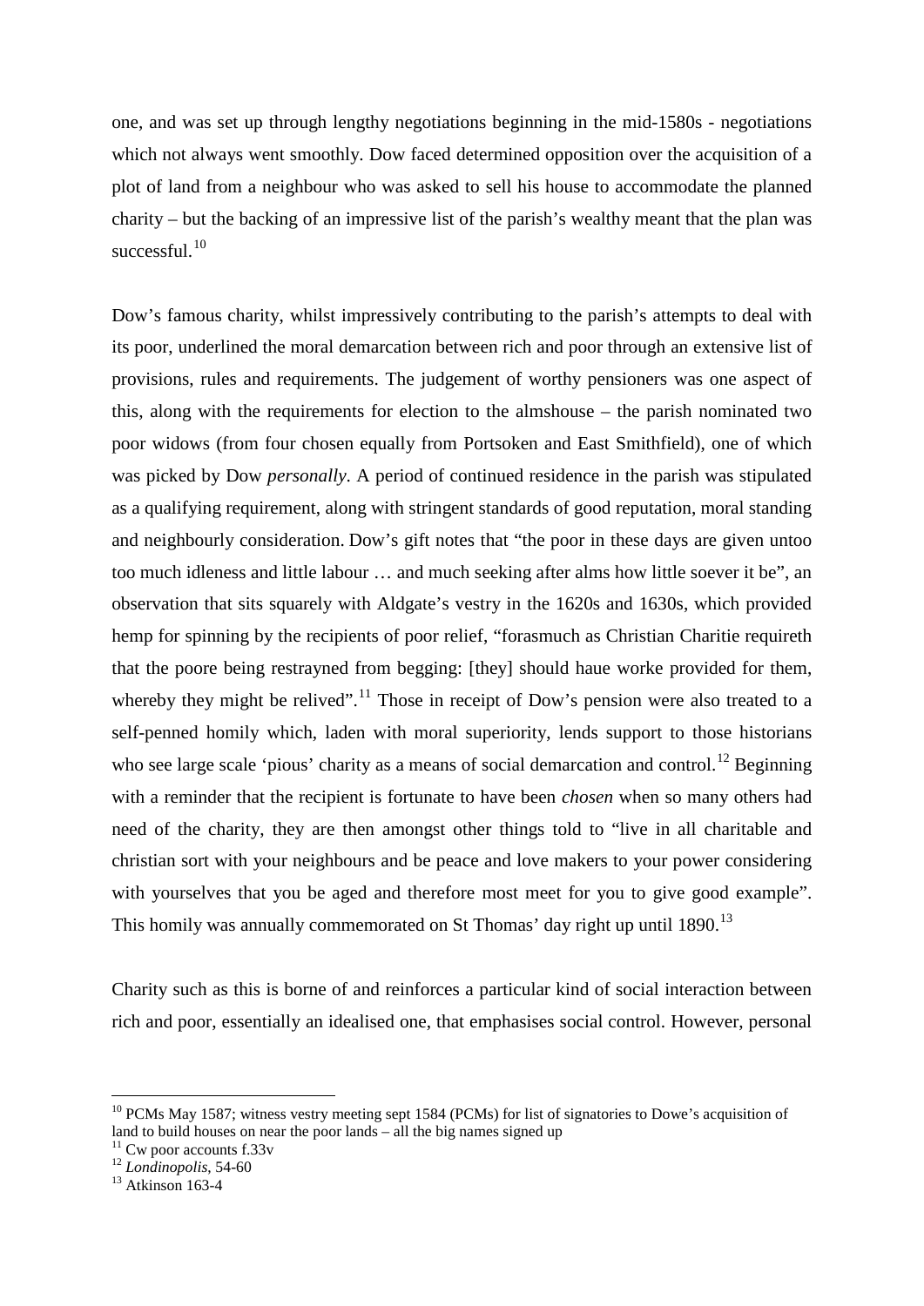one, and was set up through lengthy negotiations beginning in the mid-1580s - negotiations which not always went smoothly. Dow faced determined opposition over the acquisition of a plot of land from a neighbour who was asked to sell his house to accommodate the planned charity – but the backing of an impressive list of the parish's wealthy meant that the plan was successful.[10]

Dow's famous charity, whilst impressively contributing to the parish's attempts to deal with its poor, underlined the moral demarcation between rich and poor through an extensive list of provisions, rules and requirements. The judgement of worthy pensioners was one aspect of this, along with the requirements for election to the almshouse – the parish nominated two poor widows (from four chosen equally from Portsoken and East Smithfield), one of which was picked by Dow *personally*. A period of continued residence in the parish was stipulated as a qualifying requirement, along with stringent standards of good reputation, moral standing and neighbourly consideration. Dow's gift notes that "the poor in these days are given untoo too much idleness and little labour … and much seeking after alms how little soever it be", an observation that sits squarely with Aldgate's vestry in the 1620s and 1630s, which provided hemp for spinning by the recipients of poor relief, "forasmuch as Christian Charitie requireth that the poore being restrayned from begging: [they] should haue worke provided for them, whereby they might be relived".[11] Those in receipt of Dow's pension were also treated to a self-penned homily which, laden with moral superiority, lends support to those historians who see large scale 'pious' charity as a means of social demarcation and control.[12] Beginning with a reminder that the recipient is fortunate to have been *chosen* when so many others had need of the charity, they are then amongst other things told to "live in all charitable and christian sort with your neighbours and be peace and love makers to your power considering with yourselves that you be aged and therefore most meet for you to give good example". This homily was annually commemorated on St Thomas' day right up until 1890.[13]

Charity such as this is borne of and reinforces a particular kind of social interaction between rich and poor, essentially an idealised one, that emphasises social control. However, personal

---

[10] PCMs May 1587; witness vestry meeting sept 1584 (PCMs) for list of signatories to Dowe's acquisition of land to build houses on near the poor lands – all the big names signed up

[11] Cw poor accounts f.33v

[12] *Londinopolis*, 54-60

[13] Atkinson 163-4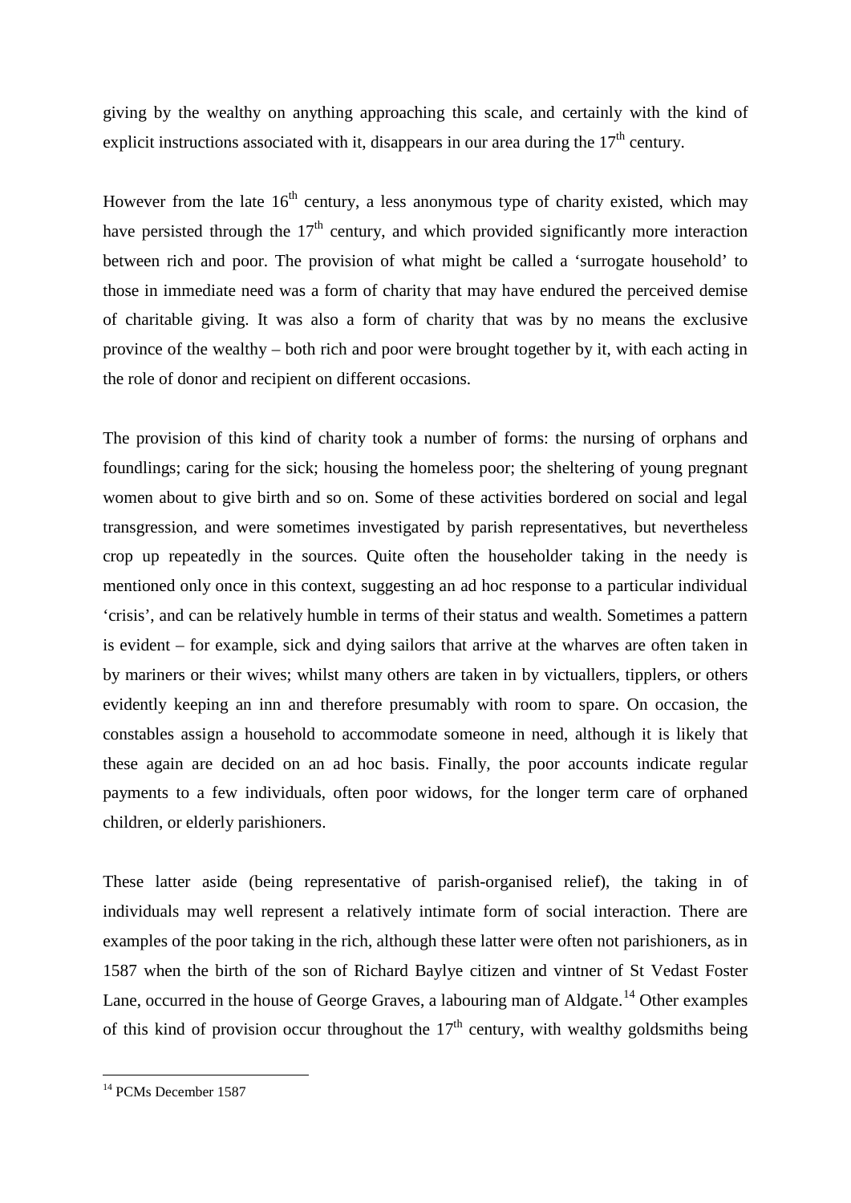giving by the wealthy on anything approaching this scale, and certainly with the kind of explicit instructions associated with it, disappears in our area during the 17th century.

However from the late 16th century, a less anonymous type of charity existed, which may have persisted through the 17th century, and which provided significantly more interaction between rich and poor. The provision of what might be called a 'surrogate household' to those in immediate need was a form of charity that may have endured the perceived demise of charitable giving. It was also a form of charity that was by no means the exclusive province of the wealthy – both rich and poor were brought together by it, with each acting in the role of donor and recipient on different occasions.

The provision of this kind of charity took a number of forms: the nursing of orphans and foundlings; caring for the sick; housing the homeless poor; the sheltering of young pregnant women about to give birth and so on. Some of these activities bordered on social and legal transgression, and were sometimes investigated by parish representatives, but nevertheless crop up repeatedly in the sources. Quite often the householder taking in the needy is mentioned only once in this context, suggesting an ad hoc response to a particular individual 'crisis', and can be relatively humble in terms of their status and wealth. Sometimes a pattern is evident – for example, sick and dying sailors that arrive at the wharves are often taken in by mariners or their wives; whilst many others are taken in by victuallers, tipplers, or others evidently keeping an inn and therefore presumably with room to spare. On occasion, the constables assign a household to accommodate someone in need, although it is likely that these again are decided on an ad hoc basis. Finally, the poor accounts indicate regular payments to a few individuals, often poor widows, for the longer term care of orphaned children, or elderly parishioners.

These latter aside (being representative of parish-organised relief), the taking in of individuals may well represent a relatively intimate form of social interaction. There are examples of the poor taking in the rich, although these latter were often not parishioners, as in 1587 when the birth of the son of Richard Baylye citizen and vintner of St Vedast Foster Lane, occurred in the house of George Graves, a labouring man of Aldgate.[14] Other examples of this kind of provision occur throughout the 17th century, with wealthy goldsmiths being

[14] PCMs December 1587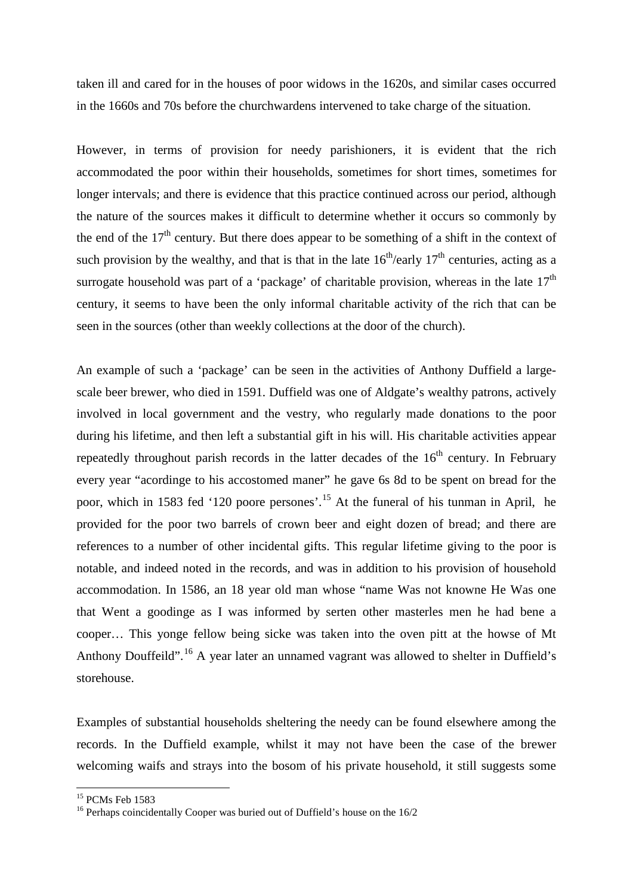taken ill and cared for in the houses of poor widows in the 1620s, and similar cases occurred in the 1660s and 70s before the churchwardens intervened to take charge of the situation.

However, in terms of provision for needy parishioners, it is evident that the rich accommodated the poor within their households, sometimes for short times, sometimes for longer intervals; and there is evidence that this practice continued across our period, although the nature of the sources makes it difficult to determine whether it occurs so commonly by the end of the 17th century. But there does appear to be something of a shift in the context of such provision by the wealthy, and that is that in the late 16th/early 17th centuries, acting as a surrogate household was part of a 'package' of charitable provision, whereas in the late 17th century, it seems to have been the only informal charitable activity of the rich that can be seen in the sources (other than weekly collections at the door of the church).

An example of such a 'package' can be seen in the activities of Anthony Duffield a large-scale beer brewer, who died in 1591. Duffield was one of Aldgate's wealthy patrons, actively involved in local government and the vestry, who regularly made donations to the poor during his lifetime, and then left a substantial gift in his will. His charitable activities appear repeatedly throughout parish records in the latter decades of the 16th century. In February every year "acordinge to his accostomed maner" he gave 6s 8d to be spent on bread for the poor, which in 1583 fed '120 poore persones'.[15] At the funeral of his tunman in April, he provided for the poor two barrels of crown beer and eight dozen of bread; and there are references to a number of other incidental gifts. This regular lifetime giving to the poor is notable, and indeed noted in the records, and was in addition to his provision of household accommodation. In 1586, an 18 year old man whose "name Was not knowne He Was one that Went a goodinge as I was informed by serten other masterles men he had bene a cooper… This yonge fellow being sicke was taken into the oven pitt at the howse of Mt Anthony Douffeild".[16] A year later an unnamed vagrant was allowed to shelter in Duffield's storehouse.

Examples of substantial households sheltering the needy can be found elsewhere among the records. In the Duffield example, whilst it may not have been the case of the brewer welcoming waifs and strays into the bosom of his private household, it still suggests some

---

[15] PCMs Feb 1583

[16] Perhaps coincidentally Cooper was buried out of Duffield's house on the 16/2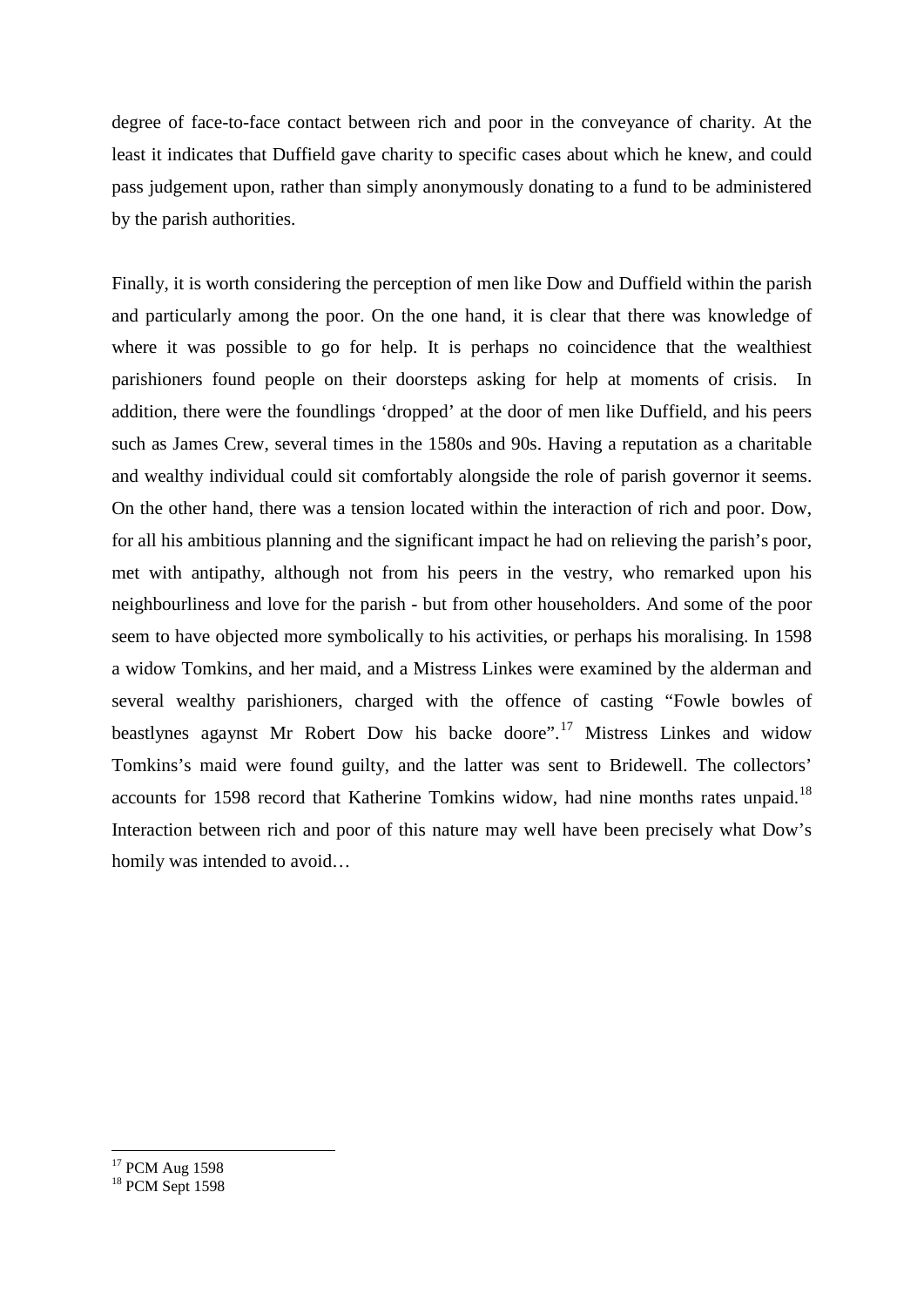degree of face-to-face contact between rich and poor in the conveyance of charity. At the least it indicates that Duffield gave charity to specific cases about which he knew, and could pass judgement upon, rather than simply anonymously donating to a fund to be administered by the parish authorities.

Finally, it is worth considering the perception of men like Dow and Duffield within the parish and particularly among the poor. On the one hand, it is clear that there was knowledge of where it was possible to go for help. It is perhaps no coincidence that the wealthiest parishioners found people on their doorsteps asking for help at moments of crisis. In addition, there were the foundlings 'dropped' at the door of men like Duffield, and his peers such as James Crew, several times in the 1580s and 90s. Having a reputation as a charitable and wealthy individual could sit comfortably alongside the role of parish governor it seems. On the other hand, there was a tension located within the interaction of rich and poor. Dow, for all his ambitious planning and the significant impact he had on relieving the parish's poor, met with antipathy, although not from his peers in the vestry, who remarked upon his neighbourliness and love for the parish - but from other householders. And some of the poor seem to have objected more symbolically to his activities, or perhaps his moralising. In 1598 a widow Tomkins, and her maid, and a Mistress Linkes were examined by the alderman and several wealthy parishioners, charged with the offence of casting "Fowle bowles of beastlynes agaynst Mr Robert Dow his backe doore".[17] Mistress Linkes and widow Tomkins's maid were found guilty, and the latter was sent to Bridewell. The collectors' accounts for 1598 record that Katherine Tomkins widow, had nine months rates unpaid.[18] Interaction between rich and poor of this nature may well have been precisely what Dow's homily was intended to avoid…

---

[17] PCM Aug 1598

[18] PCM Sept 1598